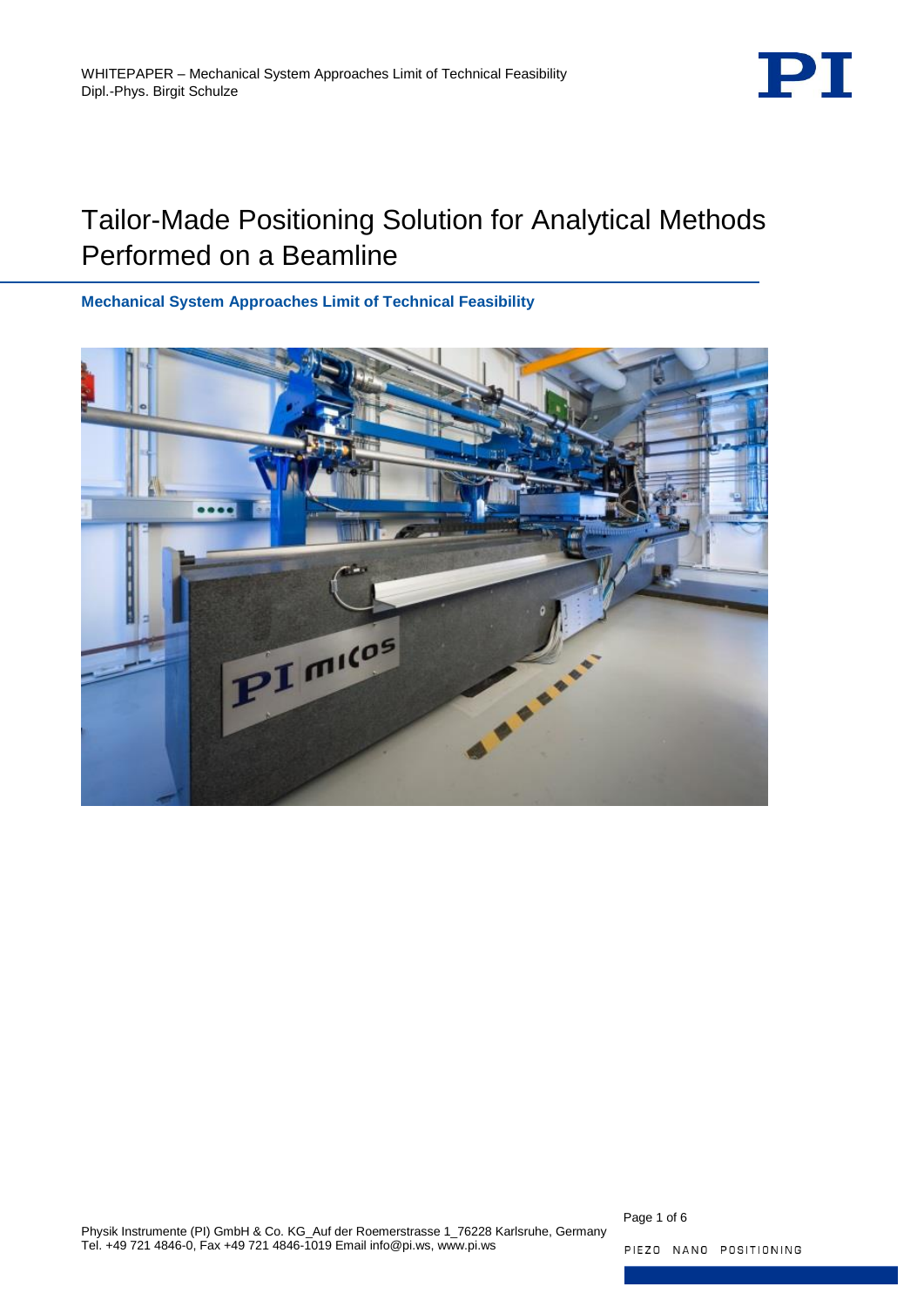# Tailor-Made Positioning Solution for Analytical Methods Performed on a Beamline

**Mechanical System Approaches Limit of Technical Feasibility**

Physik Instrumente (PI) GmbH & Co. KG_Auf der Roemerstrasse 1_76228 Karlsruhe, Germany
Tel. +49 721 4846-0, Fax +49 721 4846-1019 Email info@pi.ws, www.pi.ws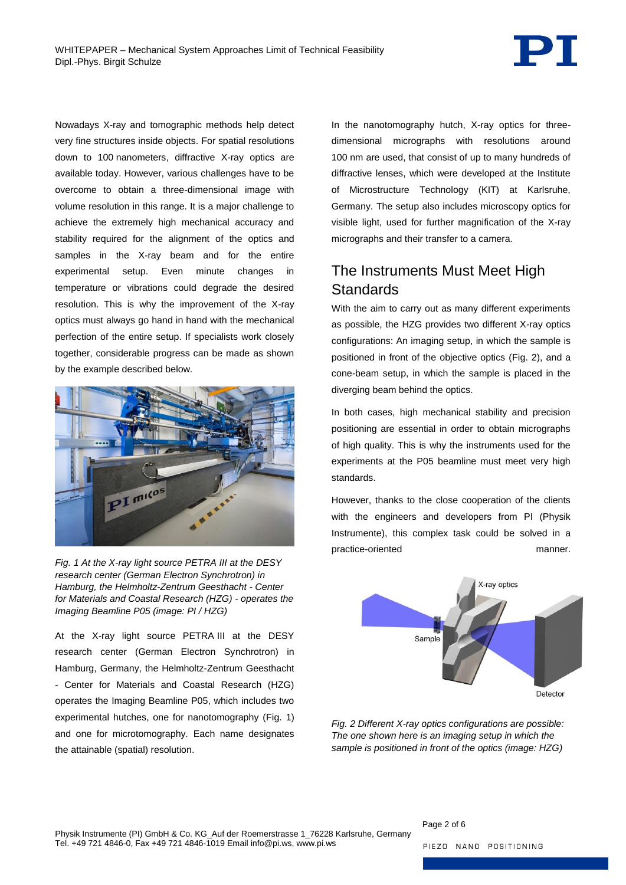Nowadays X-ray and tomographic methods help detect very fine structures inside objects. For spatial resolutions down to 100 nanometers, diffractive X-ray optics are available today. However, various challenges have to be overcome to obtain a three-dimensional image with volume resolution in this range. It is a major challenge to achieve the extremely high mechanical accuracy and stability required for the alignment of the optics and samples in the X-ray beam and for the entire experimental setup. Even minute changes in temperature or vibrations could degrade the desired resolution. This is why the improvement of the X-ray optics must always go hand in hand with the mechanical perfection of the entire setup. If specialists work closely together, considerable progress can be made as shown by the example described below.

*Fig. 1 At the X-ray light source PETRA III at the DESY research center (German Electron Synchrotron) in Hamburg, the Helmholtz-Zentrum Geesthacht - Center for Materials and Coastal Research (HZG) - operates the Imaging Beamline P05 (image: PI / HZG)*

At the X-ray light source PETRA III at the DESY research center (German Electron Synchrotron) in Hamburg, Germany, the Helmholtz-Zentrum Geesthacht - Center for Materials and Coastal Research (HZG) operates the Imaging Beamline P05, which includes two experimental hutches, one for nanotomography (Fig. 1) and one for microtomography. Each name designates the attainable (spatial) resolution.

In the nanotomography hutch, X-ray optics for three-dimensional micrographs with resolutions around 100 nm are used, that consist of up to many hundreds of diffractive lenses, which were developed at the Institute of Microstructure Technology (KIT) at Karlsruhe, Germany. The setup also includes microscopy optics for visible light, used for further magnification of the X-ray micrographs and their transfer to a camera.

## The Instruments Must Meet High Standards

With the aim to carry out as many different experiments as possible, the HZG provides two different X-ray optics configurations: An imaging setup, in which the sample is positioned in front of the objective optics (Fig. 2), and a cone-beam setup, in which the sample is placed in the diverging beam behind the optics.

In both cases, high mechanical stability and precision positioning are essential in order to obtain micrographs of high quality. This is why the instruments used for the experiments at the P05 beamline must meet very high standards.

However, thanks to the close cooperation of the clients with the engineers and developers from PI (Physik Instrumente), this complex task could be solved in a practice-oriented manner.

*Fig. 2 Different X-ray optics configurations are possible: The one shown here is an imaging setup in which the sample is positioned in front of the optics (image: HZG)*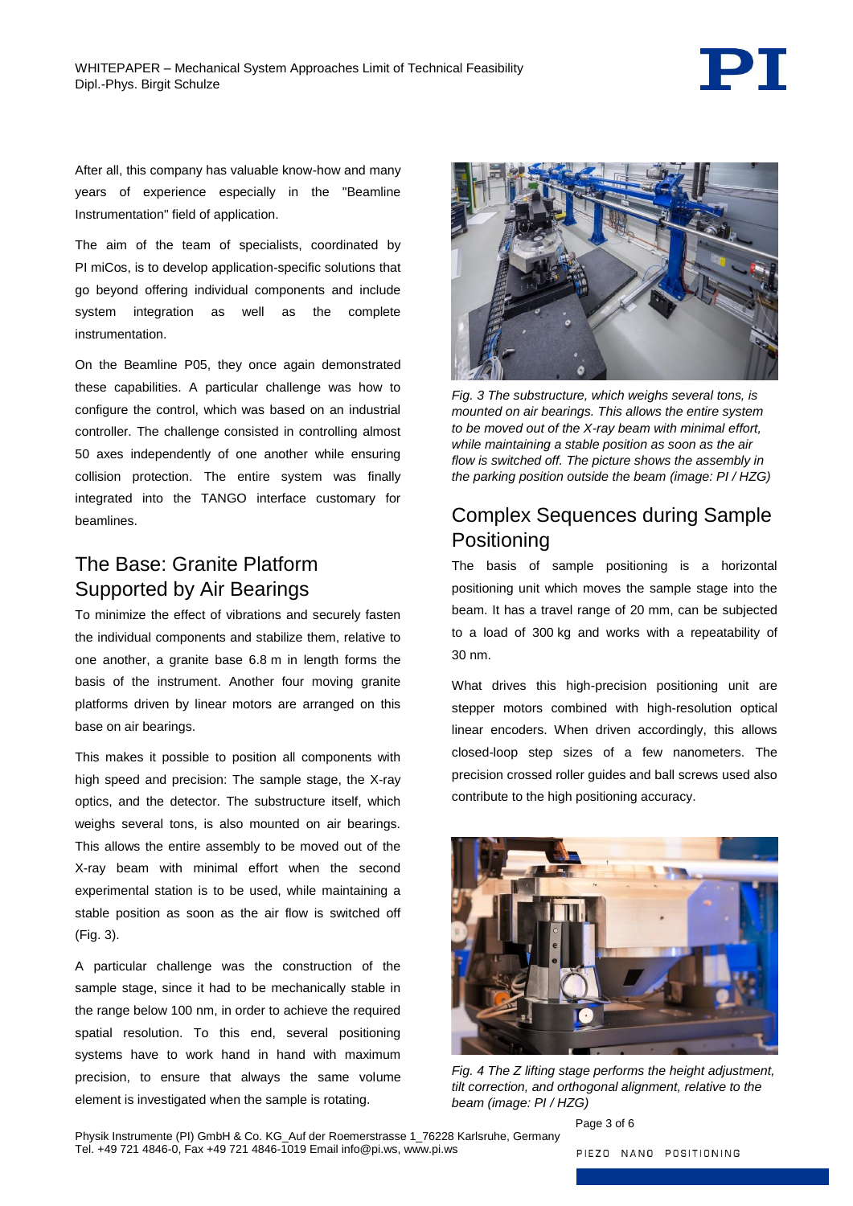After all, this company has valuable know-how and many years of experience especially in the "Beamline Instrumentation" field of application.

The aim of the team of specialists, coordinated by PI miCos, is to develop application-specific solutions that go beyond offering individual components and include system integration as well as the complete instrumentation.

On the Beamline P05, they once again demonstrated these capabilities. A particular challenge was how to configure the control, which was based on an industrial controller. The challenge consisted in controlling almost 50 axes independently of one another while ensuring collision protection. The entire system was finally integrated into the TANGO interface customary for beamlines.

## The Base: Granite Platform Supported by Air Bearings

To minimize the effect of vibrations and securely fasten the individual components and stabilize them, relative to one another, a granite base 6.8 m in length forms the basis of the instrument. Another four moving granite platforms driven by linear motors are arranged on this base on air bearings.

This makes it possible to position all components with high speed and precision: The sample stage, the X-ray optics, and the detector. The substructure itself, which weighs several tons, is also mounted on air bearings. This allows the entire assembly to be moved out of the X-ray beam with minimal effort when the second experimental station is to be used, while maintaining a stable position as soon as the air flow is switched off (Fig. 3).

A particular challenge was the construction of the sample stage, since it had to be mechanically stable in the range below 100 nm, in order to achieve the required spatial resolution. To this end, several positioning systems have to work hand in hand with maximum precision, to ensure that always the same volume element is investigated when the sample is rotating.

*Fig. 3 The substructure, which weighs several tons, is mounted on air bearings. This allows the entire system to be moved out of the X-ray beam with minimal effort, while maintaining a stable position as soon as the air flow is switched off. The picture shows the assembly in the parking position outside the beam (image: PI / HZG)*

## Complex Sequences during Sample Positioning

The basis of sample positioning is a horizontal positioning unit which moves the sample stage into the beam. It has a travel range of 20 mm, can be subjected to a load of 300 kg and works with a repeatability of 30 nm.

What drives this high-precision positioning unit are stepper motors combined with high-resolution optical linear encoders. When driven accordingly, this allows closed-loop step sizes of a few nanometers. The precision crossed roller guides and ball screws used also contribute to the high positioning accuracy.

*Fig. 4 The Z lifting stage performs the height adjustment, tilt correction, and orthogonal alignment, relative to the beam (image: PI / HZG)*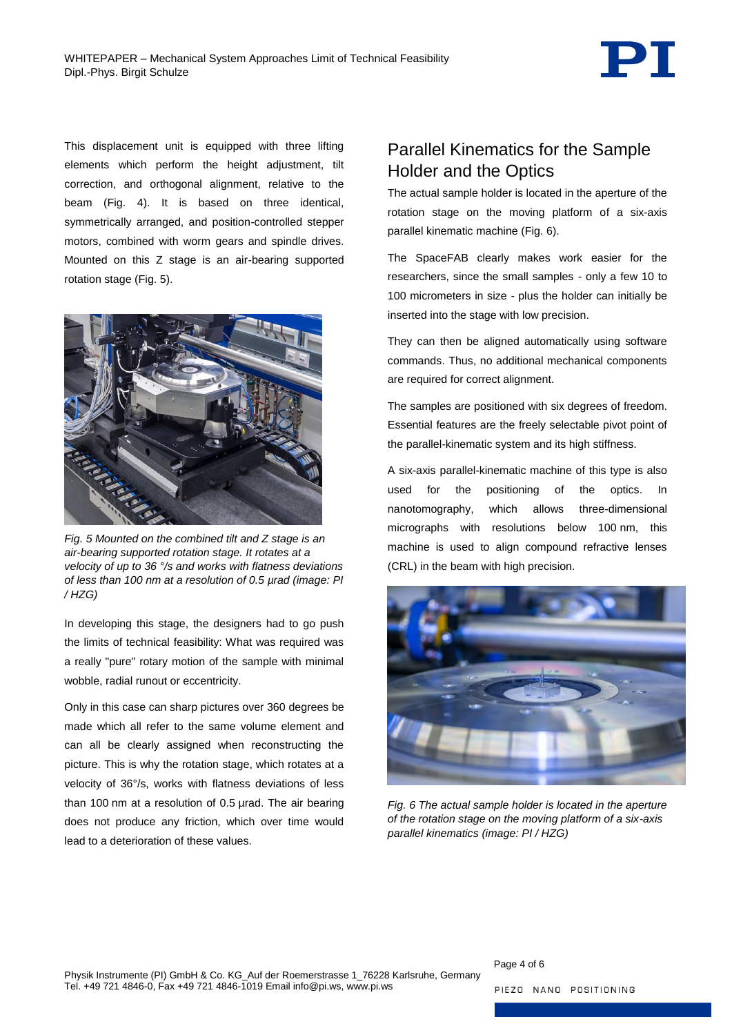This displacement unit is equipped with three lifting elements which perform the height adjustment, tilt correction, and orthogonal alignment, relative to the beam (Fig. 4). It is based on three identical, symmetrically arranged, and position-controlled stepper motors, combined with worm gears and spindle drives. Mounted on this Z stage is an air-bearing supported rotation stage (Fig. 5).

*Fig. 5 Mounted on the combined tilt and Z stage is an air-bearing supported rotation stage. It rotates at a velocity of up to 36 °/s and works with flatness deviations of less than 100 nm at a resolution of 0.5 µrad (image: PI / HZG)*

In developing this stage, the designers had to go push the limits of technical feasibility: What was required was a really "pure" rotary motion of the sample with minimal wobble, radial runout or eccentricity.

Only in this case can sharp pictures over 360 degrees be made which all refer to the same volume element and can all be clearly assigned when reconstructing the picture. This is why the rotation stage, which rotates at a velocity of 36°/s, works with flatness deviations of less than 100 nm at a resolution of 0.5 µrad. The air bearing does not produce any friction, which over time would lead to a deterioration of these values.

## Parallel Kinematics for the Sample Holder and the Optics

The actual sample holder is located in the aperture of the rotation stage on the moving platform of a six-axis parallel kinematic machine (Fig. 6).

The SpaceFAB clearly makes work easier for the researchers, since the small samples - only a few 10 to 100 micrometers in size - plus the holder can initially be inserted into the stage with low precision.

They can then be aligned automatically using software commands. Thus, no additional mechanical components are required for correct alignment.

The samples are positioned with six degrees of freedom. Essential features are the freely selectable pivot point of the parallel-kinematic system and its high stiffness.

A six-axis parallel-kinematic machine of this type is also used for the positioning of the optics. In nanotomography, which allows three-dimensional micrographs with resolutions below 100 nm, this machine is used to align compound refractive lenses (CRL) in the beam with high precision.

*Fig. 6 The actual sample holder is located in the aperture of the rotation stage on the moving platform of a six-axis parallel kinematics (image: PI / HZG)*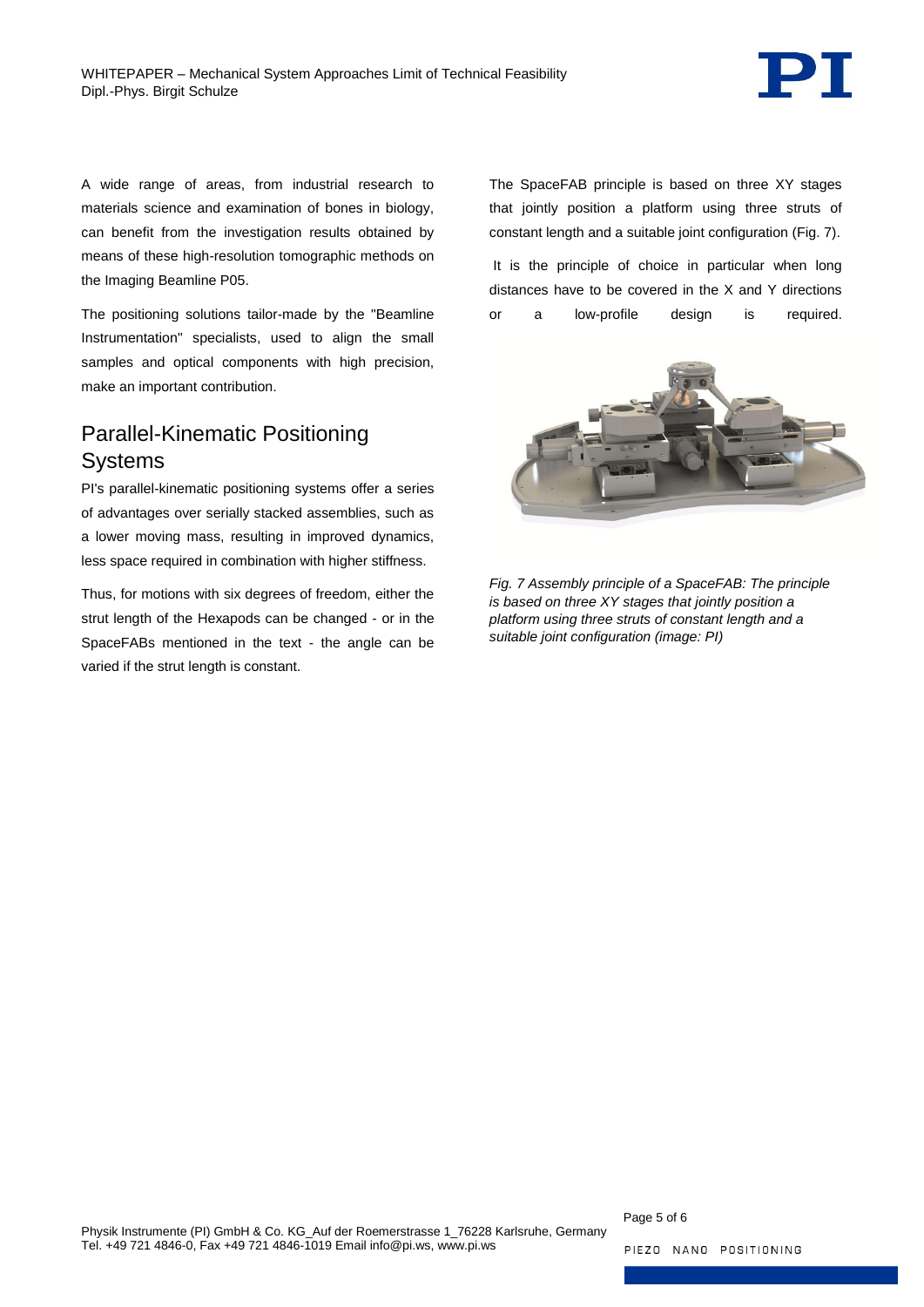A wide range of areas, from industrial research to materials science and examination of bones in biology, can benefit from the investigation results obtained by means of these high-resolution tomographic methods on the Imaging Beamline P05.

The positioning solutions tailor-made by the "Beamline Instrumentation" specialists, used to align the small samples and optical components with high precision, make an important contribution.

## Parallel-Kinematic Positioning Systems

PI's parallel-kinematic positioning systems offer a series of advantages over serially stacked assemblies, such as a lower moving mass, resulting in improved dynamics, less space required in combination with higher stiffness.

Thus, for motions with six degrees of freedom, either the strut length of the Hexapods can be changed - or in the SpaceFABs mentioned in the text - the angle can be varied if the strut length is constant.

The SpaceFAB principle is based on three XY stages that jointly position a platform using three struts of constant length and a suitable joint configuration (Fig. 7).

It is the principle of choice in particular when long distances have to be covered in the X and Y directions or a low-profile design is required.

*Fig. 7 Assembly principle of a SpaceFAB: The principle is based on three XY stages that jointly position a platform using three struts of constant length and a suitable joint configuration (image: PI)*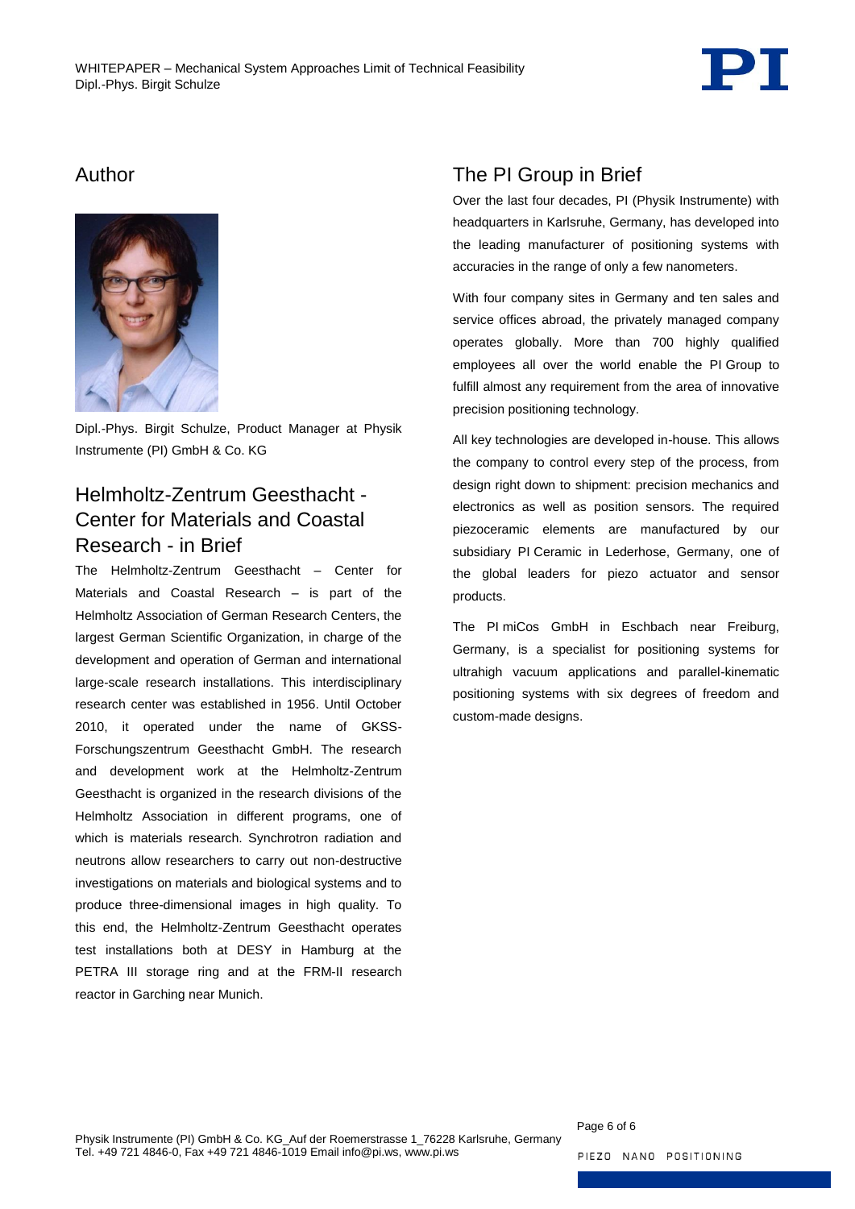## Author

Dipl.-Phys. Birgit Schulze, Product Manager at Physik Instrumente (PI) GmbH & Co. KG

## Helmholtz-Zentrum Geesthacht - Center for Materials and Coastal Research - in Brief

The Helmholtz-Zentrum Geesthacht – Center for Materials and Coastal Research – is part of the Helmholtz Association of German Research Centers, the largest German Scientific Organization, in charge of the development and operation of German and international large-scale research installations. This interdisciplinary research center was established in 1956. Until October 2010, it operated under the name of GKSS-Forschungszentrum Geesthacht GmbH. The research and development work at the Helmholtz-Zentrum Geesthacht is organized in the research divisions of the Helmholtz Association in different programs, one of which is materials research. Synchrotron radiation and neutrons allow researchers to carry out non-destructive investigations on materials and biological systems and to produce three-dimensional images in high quality. To this end, the Helmholtz-Zentrum Geesthacht operates test installations both at DESY in Hamburg at the PETRA III storage ring and at the FRM-II research reactor in Garching near Munich.

## The PI Group in Brief

Over the last four decades, PI (Physik Instrumente) with headquarters in Karlsruhe, Germany, has developed into the leading manufacturer of positioning systems with accuracies in the range of only a few nanometers.

With four company sites in Germany and ten sales and service offices abroad, the privately managed company operates globally. More than 700 highly qualified employees all over the world enable the PI Group to fulfill almost any requirement from the area of innovative precision positioning technology.

All key technologies are developed in-house. This allows the company to control every step of the process, from design right down to shipment: precision mechanics and electronics as well as position sensors. The required piezoceramic elements are manufactured by our subsidiary PI Ceramic in Lederhose, Germany, one of the global leaders for piezo actuator and sensor products.

The PI miCos GmbH in Eschbach near Freiburg, Germany, is a specialist for positioning systems for ultrahigh vacuum applications and parallel-kinematic positioning systems with six degrees of freedom and custom-made designs.